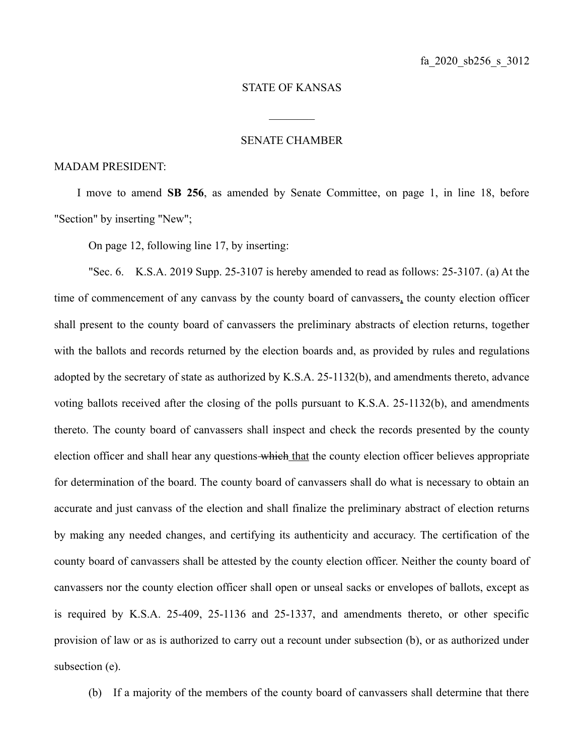fa_2020_sb256_s_3012

STATE OF KANSAS

________

SENATE CHAMBER

MADAM PRESIDENT:

I move to amend **SB 256**, as amended by Senate Committee, on page 1, in line 18, before "Section" by inserting "New";

On page 12, following line 17, by inserting:

"Sec. 6. K.S.A. 2019 Supp. 25-3107 is hereby amended to read as follows: 25-3107. (a) At the time of commencement of any canvass by the county board of canvassers<u>,</u> the county election officer shall present to the county board of canvassers the preliminary abstracts of election returns, together with the ballots and records returned by the election boards and, as provided by rules and regulations adopted by the secretary of state as authorized by K.S.A. 25-1132(b), and amendments thereto, advance voting ballots received after the closing of the polls pursuant to K.S.A. 25-1132(b), and amendments thereto. The county board of canvassers shall inspect and check the records presented by the county election officer and shall hear any questions ~~which~~ <u>that</u> the county election officer believes appropriate for determination of the board. The county board of canvassers shall do what is necessary to obtain an accurate and just canvass of the election and shall finalize the preliminary abstract of election returns by making any needed changes, and certifying its authenticity and accuracy. The certification of the county board of canvassers shall be attested by the county election officer. Neither the county board of canvassers nor the county election officer shall open or unseal sacks or envelopes of ballots, except as is required by K.S.A. 25-409, 25-1136 and 25-1337, and amendments thereto, or other specific provision of law or as is authorized to carry out a recount under subsection (b), or as authorized under subsection (e).

(b) If a majority of the members of the county board of canvassers shall determine that there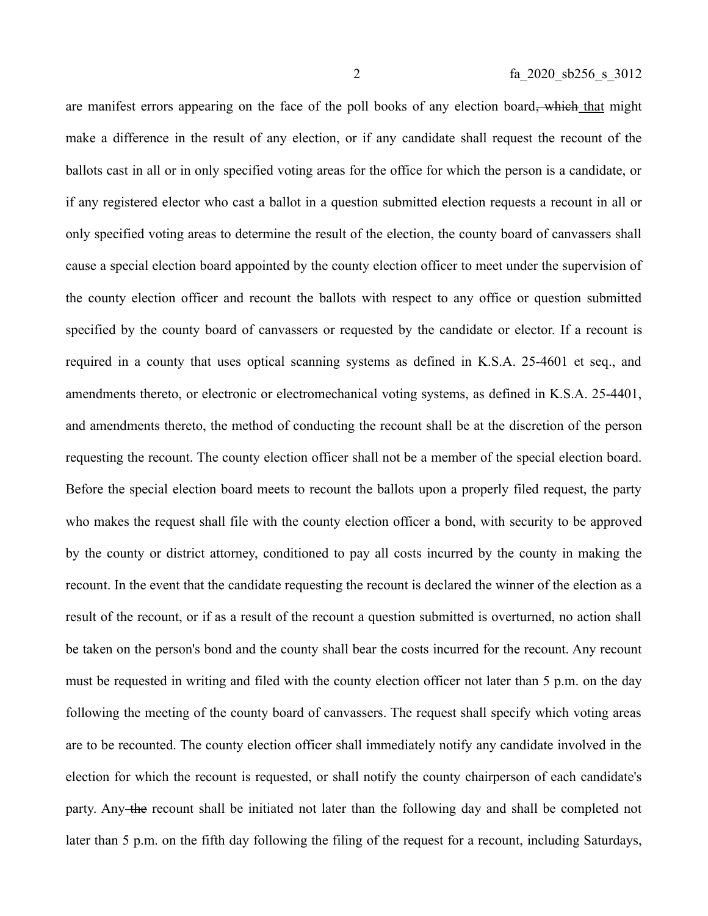are manifest errors appearing on the face of the poll books of any election board~~, which~~ that might make a difference in the result of any election, or if any candidate shall request the recount of the ballots cast in all or in only specified voting areas for the office for which the person is a candidate, or if any registered elector who cast a ballot in a question submitted election requests a recount in all or only specified voting areas to determine the result of the election, the county board of canvassers shall cause a special election board appointed by the county election officer to meet under the supervision of the county election officer and recount the ballots with respect to any office or question submitted specified by the county board of canvassers or requested by the candidate or elector. If a recount is required in a county that uses optical scanning systems as defined in K.S.A. 25-4601 et seq., and amendments thereto, or electronic or electromechanical voting systems, as defined in K.S.A. 25-4401, and amendments thereto, the method of conducting the recount shall be at the discretion of the person requesting the recount. The county election officer shall not be a member of the special election board. Before the special election board meets to recount the ballots upon a properly filed request, the party who makes the request shall file with the county election officer a bond, with security to be approved by the county or district attorney, conditioned to pay all costs incurred by the county in making the recount. In the event that the candidate requesting the recount is declared the winner of the election as a result of the recount, or if as a result of the recount a question submitted is overturned, no action shall be taken on the person's bond and the county shall bear the costs incurred for the recount. Any recount must be requested in writing and filed with the county election officer not later than 5 p.m. on the day following the meeting of the county board of canvassers. The request shall specify which voting areas are to be recounted. The county election officer shall immediately notify any candidate involved in the election for which the recount is requested, or shall notify the county chairperson of each candidate's party. Any ~~the~~ recount shall be initiated not later than the following day and shall be completed not later than 5 p.m. on the fifth day following the filing of the request for a recount, including Saturdays,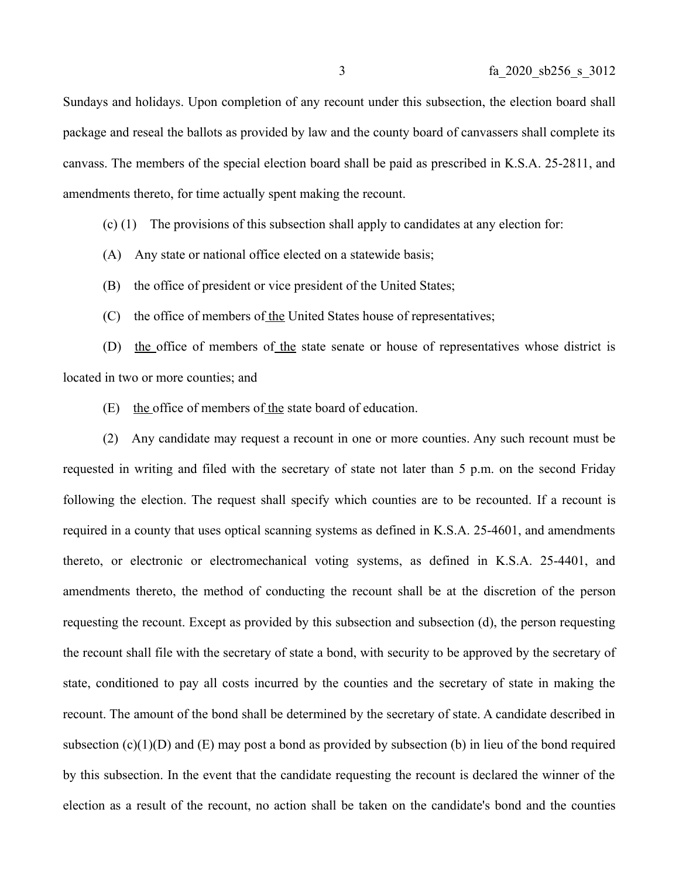Sundays and holidays. Upon completion of any recount under this subsection, the election board shall package and reseal the ballots as provided by law and the county board of canvassers shall complete its canvass. The members of the special election board shall be paid as prescribed in K.S.A. 25-2811, and amendments thereto, for time actually spent making the recount.

(c) (1) The provisions of this subsection shall apply to candidates at any election for:

(A) Any state or national office elected on a statewide basis;

(B) the office of president or vice president of the United States;

(C) the office of members of the United States house of representatives;

(D) the office of members of the state senate or house of representatives whose district is located in two or more counties; and

(E) the office of members of the state board of education.

(2) Any candidate may request a recount in one or more counties. Any such recount must be requested in writing and filed with the secretary of state not later than 5 p.m. on the second Friday following the election. The request shall specify which counties are to be recounted. If a recount is required in a county that uses optical scanning systems as defined in K.S.A. 25-4601, and amendments thereto, or electronic or electromechanical voting systems, as defined in K.S.A. 25-4401, and amendments thereto, the method of conducting the recount shall be at the discretion of the person requesting the recount. Except as provided by this subsection and subsection (d), the person requesting the recount shall file with the secretary of state a bond, with security to be approved by the secretary of state, conditioned to pay all costs incurred by the counties and the secretary of state in making the recount. The amount of the bond shall be determined by the secretary of state. A candidate described in subsection (c)(1)(D) and (E) may post a bond as provided by subsection (b) in lieu of the bond required by this subsection. In the event that the candidate requesting the recount is declared the winner of the election as a result of the recount, no action shall be taken on the candidate's bond and the counties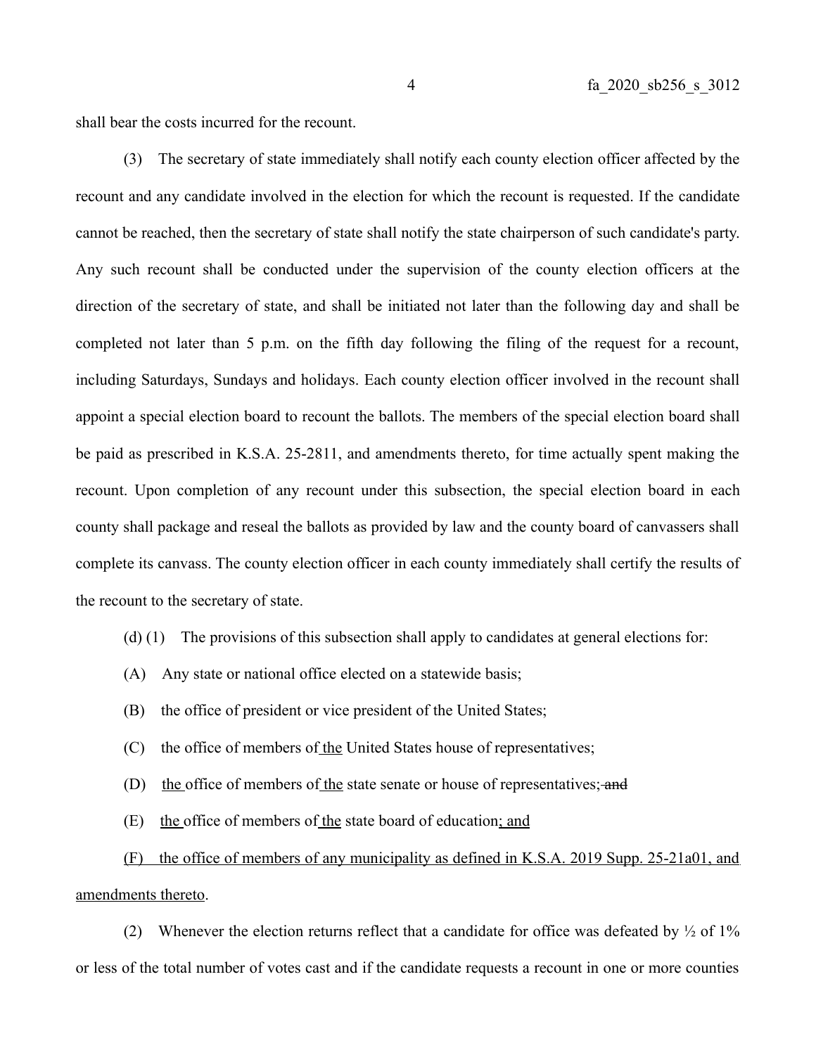shall bear the costs incurred for the recount.

(3) The secretary of state immediately shall notify each county election officer affected by the recount and any candidate involved in the election for which the recount is requested. If the candidate cannot be reached, then the secretary of state shall notify the state chairperson of such candidate's party. Any such recount shall be conducted under the supervision of the county election officers at the direction of the secretary of state, and shall be initiated not later than the following day and shall be completed not later than 5 p.m. on the fifth day following the filing of the request for a recount, including Saturdays, Sundays and holidays. Each county election officer involved in the recount shall appoint a special election board to recount the ballots. The members of the special election board shall be paid as prescribed in K.S.A. 25-2811, and amendments thereto, for time actually spent making the recount. Upon completion of any recount under this subsection, the special election board in each county shall package and reseal the ballots as provided by law and the county board of canvassers shall complete its canvass. The county election officer in each county immediately shall certify the results of the recount to the secretary of state.

(d) (1) The provisions of this subsection shall apply to candidates at general elections for:

(A) Any state or national office elected on a statewide basis;

(B) the office of president or vice president of the United States;

(C) the office of members of <u>the</u> United States house of representatives;

(D) <u>the</u> office of members of <u>the</u> state senate or house of representatives; ~~and~~

(E) <u>the</u> office of members of <u>the</u> state board of education<u>; and</u>

<u>(F) the office of members of any municipality as defined in K.S.A. 2019 Supp. 25-21a01, and amendments thereto</u>.

(2) Whenever the election returns reflect that a candidate for office was defeated by ½ of 1% or less of the total number of votes cast and if the candidate requests a recount in one or more counties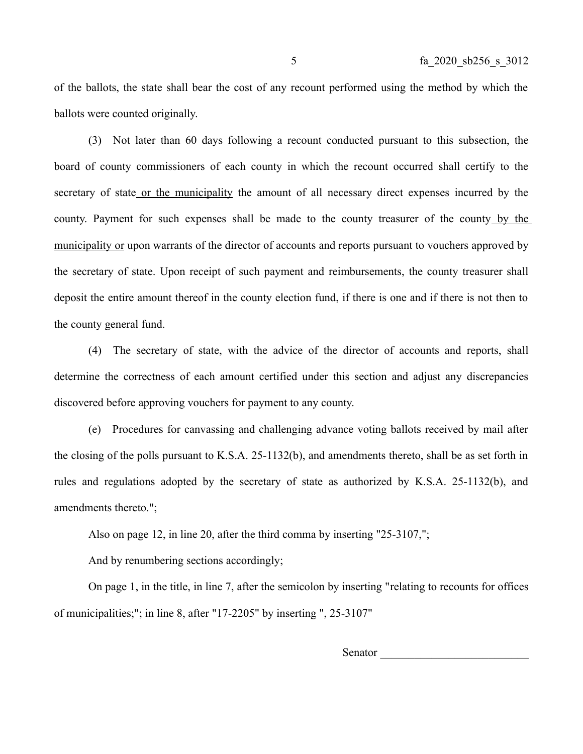of the ballots, the state shall bear the cost of any recount performed using the method by which the ballots were counted originally.

(3) Not later than 60 days following a recount conducted pursuant to this subsection, the board of county commissioners of each county in which the recount occurred shall certify to the secretary of state or the municipality the amount of all necessary direct expenses incurred by the county. Payment for such expenses shall be made to the county treasurer of the county by the municipality or upon warrants of the director of accounts and reports pursuant to vouchers approved by the secretary of state. Upon receipt of such payment and reimbursements, the county treasurer shall deposit the entire amount thereof in the county election fund, if there is one and if there is not then to the county general fund.

(4) The secretary of state, with the advice of the director of accounts and reports, shall determine the correctness of each amount certified under this section and adjust any discrepancies discovered before approving vouchers for payment to any county.

(e) Procedures for canvassing and challenging advance voting ballots received by mail after the closing of the polls pursuant to K.S.A. 25-1132(b), and amendments thereto, shall be as set forth in rules and regulations adopted by the secretary of state as authorized by K.S.A. 25-1132(b), and amendments thereto.";

Also on page 12, in line 20, after the third comma by inserting "25-3107,";

And by renumbering sections accordingly;

On page 1, in the title, in line 7, after the semicolon by inserting "relating to recounts for offices of municipalities;"; in line 8, after "17-2205" by inserting ", 25-3107"

Senator ___________________________